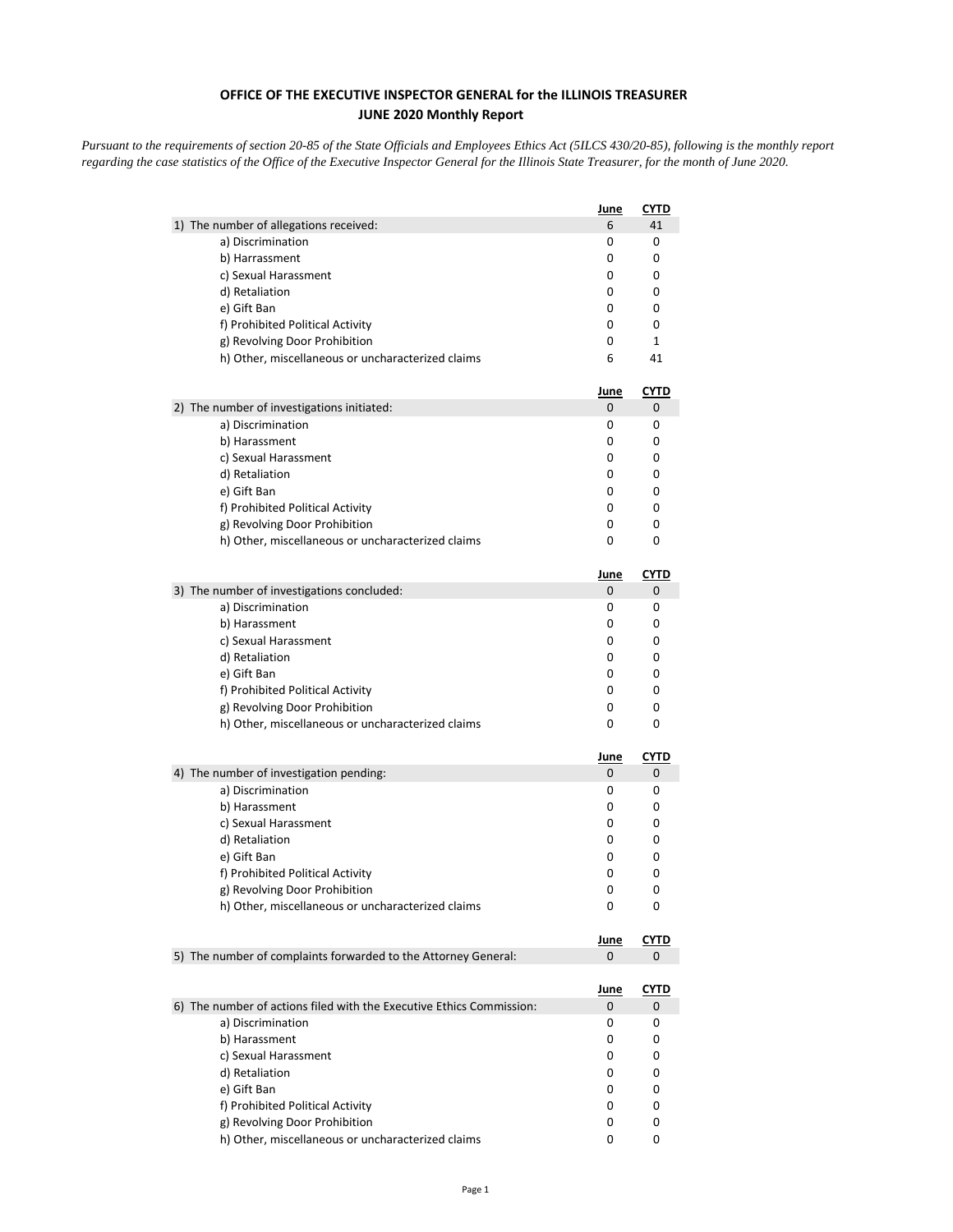**OFFICE OF THE EXECUTIVE INSPECTOR GENERAL for the ILLINOIS TREASURER**
**JUNE 2020 Monthly Report**

*Pursuant to the requirements of section 20-85 of the State Officials and Employees Ethics Act (5ILCS 430/20-85), following is the monthly report regarding the case statistics of the Office of the Executive Inspector General for the Illinois State Treasurer, for the month of June 2020.*

| | June | CYTD |
|---|---|---|
| 1) The number of allegations received: | 6 | 41 |
| a) Discrimination | 0 | 0 |
| b) Harrassment | 0 | 0 |
| c) Sexual Harassment | 0 | 0 |
| d) Retaliation | 0 | 0 |
| e) Gift Ban | 0 | 0 |
| f) Prohibited Political Activity | 0 | 0 |
| g) Revolving Door Prohibition | 0 | 1 |
| h) Other, miscellaneous or uncharacterized claims | 6 | 41 |

| | June | CYTD |
|---|---|---|
| 2) The number of investigations initiated: | 0 | 0 |
| a) Discrimination | 0 | 0 |
| b) Harassment | 0 | 0 |
| c) Sexual Harassment | 0 | 0 |
| d) Retaliation | 0 | 0 |
| e) Gift Ban | 0 | 0 |
| f) Prohibited Political Activity | 0 | 0 |
| g) Revolving Door Prohibition | 0 | 0 |
| h) Other, miscellaneous or uncharacterized claims | 0 | 0 |

| | June | CYTD |
|---|---|---|
| 3) The number of investigations concluded: | 0 | 0 |
| a) Discrimination | 0 | 0 |
| b) Harassment | 0 | 0 |
| c) Sexual Harassment | 0 | 0 |
| d) Retaliation | 0 | 0 |
| e) Gift Ban | 0 | 0 |
| f) Prohibited Political Activity | 0 | 0 |
| g) Revolving Door Prohibition | 0 | 0 |
| h) Other, miscellaneous or uncharacterized claims | 0 | 0 |

| | June | CYTD |
|---|---|---|
| 4) The number of investigation pending: | 0 | 0 |
| a) Discrimination | 0 | 0 |
| b) Harassment | 0 | 0 |
| c) Sexual Harassment | 0 | 0 |
| d) Retaliation | 0 | 0 |
| e) Gift Ban | 0 | 0 |
| f) Prohibited Political Activity | 0 | 0 |
| g) Revolving Door Prohibition | 0 | 0 |
| h) Other, miscellaneous or uncharacterized claims | 0 | 0 |

| | June | CYTD |
|---|---|---|
| 5) The number of complaints forwarded to the Attorney General: | 0 | 0 |

| | June | CYTD |
|---|---|---|
| 6) The number of actions filed with the Executive Ethics Commission: | 0 | 0 |
| a) Discrimination | 0 | 0 |
| b) Harassment | 0 | 0 |
| c) Sexual Harassment | 0 | 0 |
| d) Retaliation | 0 | 0 |
| e) Gift Ban | 0 | 0 |
| f) Prohibited Political Activity | 0 | 0 |
| g) Revolving Door Prohibition | 0 | 0 |
| h) Other, miscellaneous or uncharacterized claims | 0 | 0 |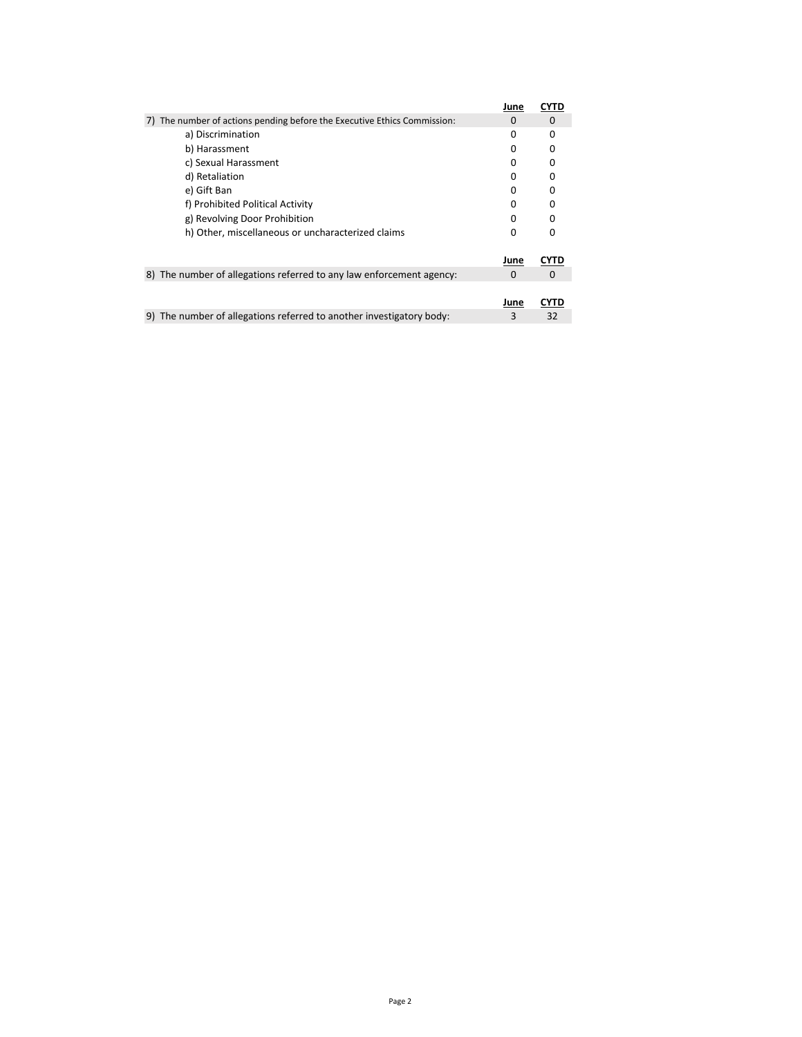| | June | CYTD |
|---|---|---|
| 7) The number of actions pending before the Executive Ethics Commission: | 0 | 0 |
| a) Discrimination | 0 | 0 |
| b) Harassment | 0 | 0 |
| c) Sexual Harassment | 0 | 0 |
| d) Retaliation | 0 | 0 |
| e) Gift Ban | 0 | 0 |
| f) Prohibited Political Activity | 0 | 0 |
| g) Revolving Door Prohibition | 0 | 0 |
| h) Other, miscellaneous or uncharacterized claims | 0 | 0 |

| | June | CYTD |
|---|---|---|
| 8) The number of allegations referred to any law enforcement agency: | 0 | 0 |

| | June | CYTD |
|---|---|---|
| 9) The number of allegations referred to another investigatory body: | 3 | 32 |